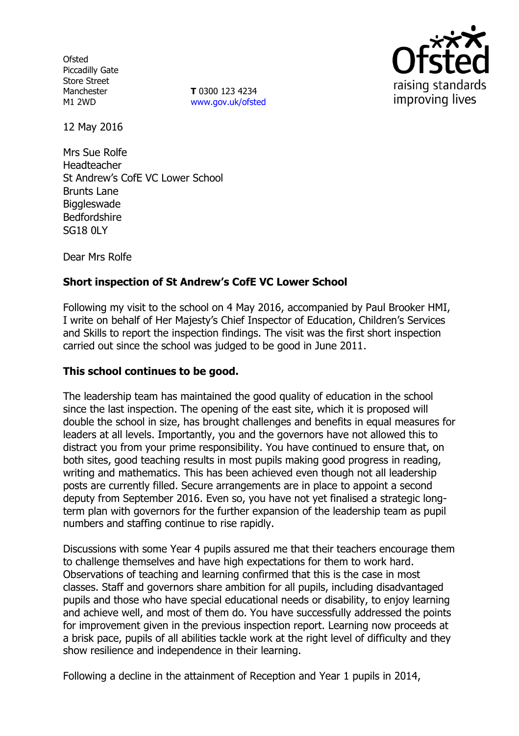Ofsted
Piccadilly Gate
Store Street
Manchester
M1 2WD

**T** 0300 123 4234
www.gov.uk/ofsted

12 May 2016

Mrs Sue Rolfe
Headteacher
St Andrew's CofE VC Lower School
Brunts Lane
Biggleswade
Bedfordshire
SG18 0LY

Dear Mrs Rolfe

**Short inspection of St Andrew's CofE VC Lower School**

Following my visit to the school on 4 May 2016, accompanied by Paul Brooker HMI, I write on behalf of Her Majesty's Chief Inspector of Education, Children's Services and Skills to report the inspection findings. The visit was the first short inspection carried out since the school was judged to be good in June 2011.

**This school continues to be good.**

The leadership team has maintained the good quality of education in the school since the last inspection. The opening of the east site, which it is proposed will double the school in size, has brought challenges and benefits in equal measures for leaders at all levels. Importantly, you and the governors have not allowed this to distract you from your prime responsibility. You have continued to ensure that, on both sites, good teaching results in most pupils making good progress in reading, writing and mathematics. This has been achieved even though not all leadership posts are currently filled. Secure arrangements are in place to appoint a second deputy from September 2016. Even so, you have not yet finalised a strategic long-term plan with governors for the further expansion of the leadership team as pupil numbers and staffing continue to rise rapidly.

Discussions with some Year 4 pupils assured me that their teachers encourage them to challenge themselves and have high expectations for them to work hard. Observations of teaching and learning confirmed that this is the case in most classes. Staff and governors share ambition for all pupils, including disadvantaged pupils and those who have special educational needs or disability, to enjoy learning and achieve well, and most of them do. You have successfully addressed the points for improvement given in the previous inspection report. Learning now proceeds at a brisk pace, pupils of all abilities tackle work at the right level of difficulty and they show resilience and independence in their learning.

Following a decline in the attainment of Reception and Year 1 pupils in 2014,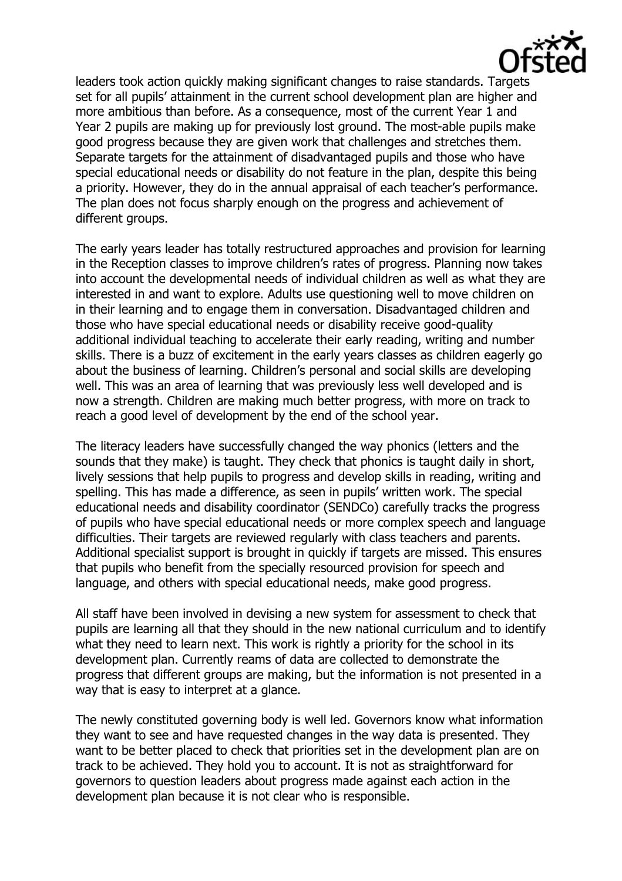leaders took action quickly making significant changes to raise standards. Targets set for all pupils' attainment in the current school development plan are higher and more ambitious than before. As a consequence, most of the current Year 1 and Year 2 pupils are making up for previously lost ground. The most-able pupils make good progress because they are given work that challenges and stretches them. Separate targets for the attainment of disadvantaged pupils and those who have special educational needs or disability do not feature in the plan, despite this being a priority. However, they do in the annual appraisal of each teacher's performance. The plan does not focus sharply enough on the progress and achievement of different groups.

The early years leader has totally restructured approaches and provision for learning in the Reception classes to improve children's rates of progress. Planning now takes into account the developmental needs of individual children as well as what they are interested in and want to explore. Adults use questioning well to move children on in their learning and to engage them in conversation. Disadvantaged children and those who have special educational needs or disability receive good-quality additional individual teaching to accelerate their early reading, writing and number skills. There is a buzz of excitement in the early years classes as children eagerly go about the business of learning. Children's personal and social skills are developing well. This was an area of learning that was previously less well developed and is now a strength. Children are making much better progress, with more on track to reach a good level of development by the end of the school year.

The literacy leaders have successfully changed the way phonics (letters and the sounds that they make) is taught. They check that phonics is taught daily in short, lively sessions that help pupils to progress and develop skills in reading, writing and spelling. This has made a difference, as seen in pupils' written work. The special educational needs and disability coordinator (SENDCo) carefully tracks the progress of pupils who have special educational needs or more complex speech and language difficulties. Their targets are reviewed regularly with class teachers and parents. Additional specialist support is brought in quickly if targets are missed. This ensures that pupils who benefit from the specially resourced provision for speech and language, and others with special educational needs, make good progress.

All staff have been involved in devising a new system for assessment to check that pupils are learning all that they should in the new national curriculum and to identify what they need to learn next. This work is rightly a priority for the school in its development plan. Currently reams of data are collected to demonstrate the progress that different groups are making, but the information is not presented in a way that is easy to interpret at a glance.

The newly constituted governing body is well led. Governors know what information they want to see and have requested changes in the way data is presented. They want to be better placed to check that priorities set in the development plan are on track to be achieved. They hold you to account. It is not as straightforward for governors to question leaders about progress made against each action in the development plan because it is not clear who is responsible.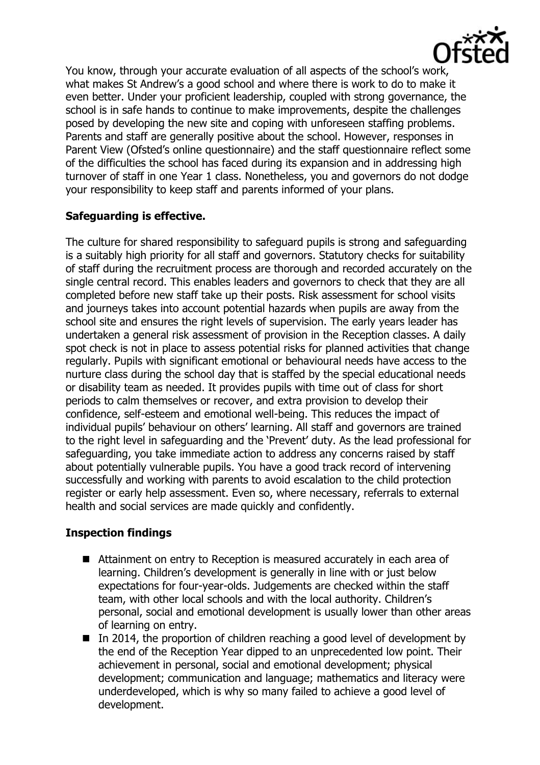You know, through your accurate evaluation of all aspects of the school's work, what makes St Andrew's a good school and where there is work to do to make it even better. Under your proficient leadership, coupled with strong governance, the school is in safe hands to continue to make improvements, despite the challenges posed by developing the new site and coping with unforeseen staffing problems. Parents and staff are generally positive about the school. However, responses in Parent View (Ofsted's online questionnaire) and the staff questionnaire reflect some of the difficulties the school has faced during its expansion and in addressing high turnover of staff in one Year 1 class. Nonetheless, you and governors do not dodge your responsibility to keep staff and parents informed of your plans.

## Safeguarding is effective.

The culture for shared responsibility to safeguard pupils is strong and safeguarding is a suitably high priority for all staff and governors. Statutory checks for suitability of staff during the recruitment process are thorough and recorded accurately on the single central record. This enables leaders and governors to check that they are all completed before new staff take up their posts. Risk assessment for school visits and journeys takes into account potential hazards when pupils are away from the school site and ensures the right levels of supervision. The early years leader has undertaken a general risk assessment of provision in the Reception classes. A daily spot check is not in place to assess potential risks for planned activities that change regularly. Pupils with significant emotional or behavioural needs have access to the nurture class during the school day that is staffed by the special educational needs or disability team as needed. It provides pupils with time out of class for short periods to calm themselves or recover, and extra provision to develop their confidence, self-esteem and emotional well-being. This reduces the impact of individual pupils' behaviour on others' learning. All staff and governors are trained to the right level in safeguarding and the 'Prevent' duty. As the lead professional for safeguarding, you take immediate action to address any concerns raised by staff about potentially vulnerable pupils. You have a good track record of intervening successfully and working with parents to avoid escalation to the child protection register or early help assessment. Even so, where necessary, referrals to external health and social services are made quickly and confidently.

## Inspection findings

- Attainment on entry to Reception is measured accurately in each area of learning. Children's development is generally in line with or just below expectations for four-year-olds. Judgements are checked within the staff team, with other local schools and with the local authority. Children's personal, social and emotional development is usually lower than other areas of learning on entry.
- In 2014, the proportion of children reaching a good level of development by the end of the Reception Year dipped to an unprecedented low point. Their achievement in personal, social and emotional development; physical development; communication and language; mathematics and literacy were underdeveloped, which is why so many failed to achieve a good level of development.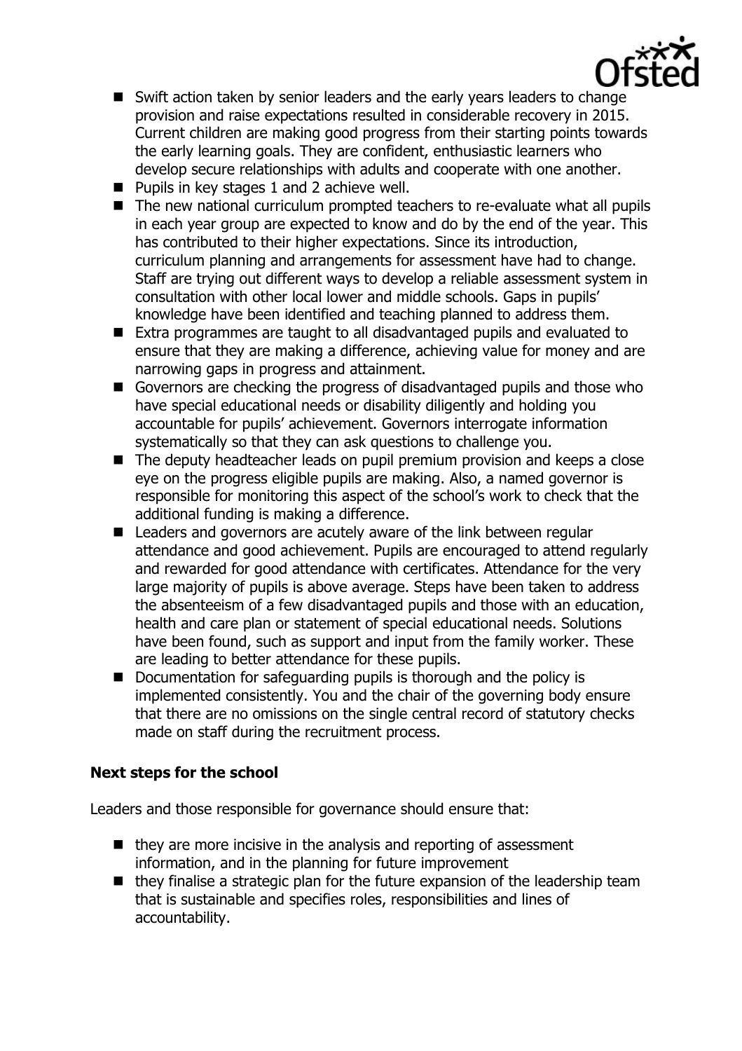- Swift action taken by senior leaders and the early years leaders to change provision and raise expectations resulted in considerable recovery in 2015. Current children are making good progress from their starting points towards the early learning goals. They are confident, enthusiastic learners who develop secure relationships with adults and cooperate with one another.
- Pupils in key stages 1 and 2 achieve well.
- The new national curriculum prompted teachers to re-evaluate what all pupils in each year group are expected to know and do by the end of the year. This has contributed to their higher expectations. Since its introduction, curriculum planning and arrangements for assessment have had to change. Staff are trying out different ways to develop a reliable assessment system in consultation with other local lower and middle schools. Gaps in pupils' knowledge have been identified and teaching planned to address them.
- Extra programmes are taught to all disadvantaged pupils and evaluated to ensure that they are making a difference, achieving value for money and are narrowing gaps in progress and attainment.
- Governors are checking the progress of disadvantaged pupils and those who have special educational needs or disability diligently and holding you accountable for pupils' achievement. Governors interrogate information systematically so that they can ask questions to challenge you.
- The deputy headteacher leads on pupil premium provision and keeps a close eye on the progress eligible pupils are making. Also, a named governor is responsible for monitoring this aspect of the school's work to check that the additional funding is making a difference.
- Leaders and governors are acutely aware of the link between regular attendance and good achievement. Pupils are encouraged to attend regularly and rewarded for good attendance with certificates. Attendance for the very large majority of pupils is above average. Steps have been taken to address the absenteeism of a few disadvantaged pupils and those with an education, health and care plan or statement of special educational needs. Solutions have been found, such as support and input from the family worker. These are leading to better attendance for these pupils.
- Documentation for safeguarding pupils is thorough and the policy is implemented consistently. You and the chair of the governing body ensure that there are no omissions on the single central record of statutory checks made on staff during the recruitment process.

## Next steps for the school

Leaders and those responsible for governance should ensure that:

- they are more incisive in the analysis and reporting of assessment information, and in the planning for future improvement
- they finalise a strategic plan for the future expansion of the leadership team that is sustainable and specifies roles, responsibilities and lines of accountability.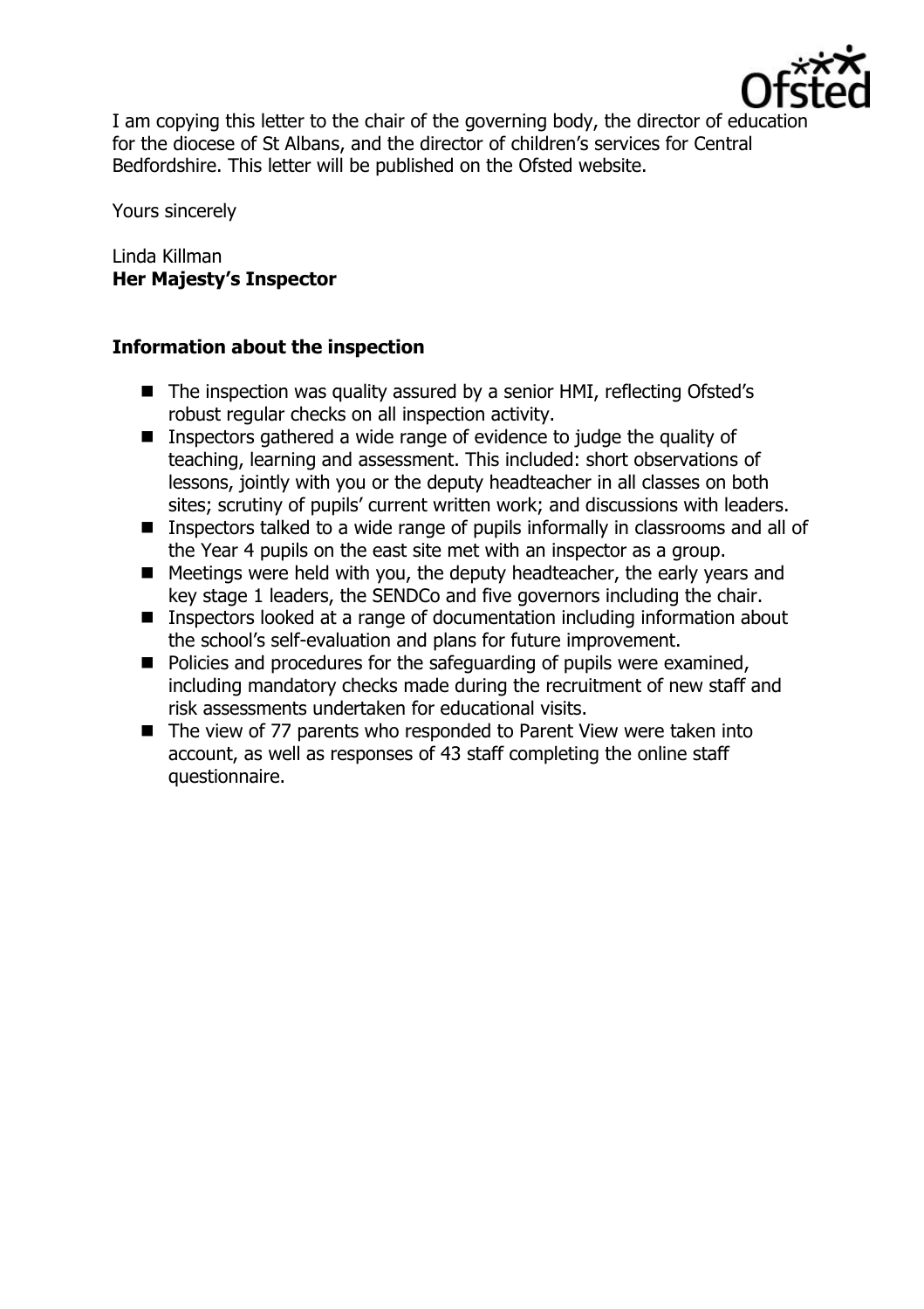I am copying this letter to the chair of the governing body, the director of education for the diocese of St Albans, and the director of children's services for Central Bedfordshire. This letter will be published on the Ofsted website.

Yours sincerely

Linda Killman
**Her Majesty's Inspector**

### **Information about the inspection**

- The inspection was quality assured by a senior HMI, reflecting Ofsted's robust regular checks on all inspection activity.
- Inspectors gathered a wide range of evidence to judge the quality of teaching, learning and assessment. This included: short observations of lessons, jointly with you or the deputy headteacher in all classes on both sites; scrutiny of pupils' current written work; and discussions with leaders.
- Inspectors talked to a wide range of pupils informally in classrooms and all of the Year 4 pupils on the east site met with an inspector as a group.
- Meetings were held with you, the deputy headteacher, the early years and key stage 1 leaders, the SENDCo and five governors including the chair.
- Inspectors looked at a range of documentation including information about the school's self-evaluation and plans for future improvement.
- Policies and procedures for the safeguarding of pupils were examined, including mandatory checks made during the recruitment of new staff and risk assessments undertaken for educational visits.
- The view of 77 parents who responded to Parent View were taken into account, as well as responses of 43 staff completing the online staff questionnaire.